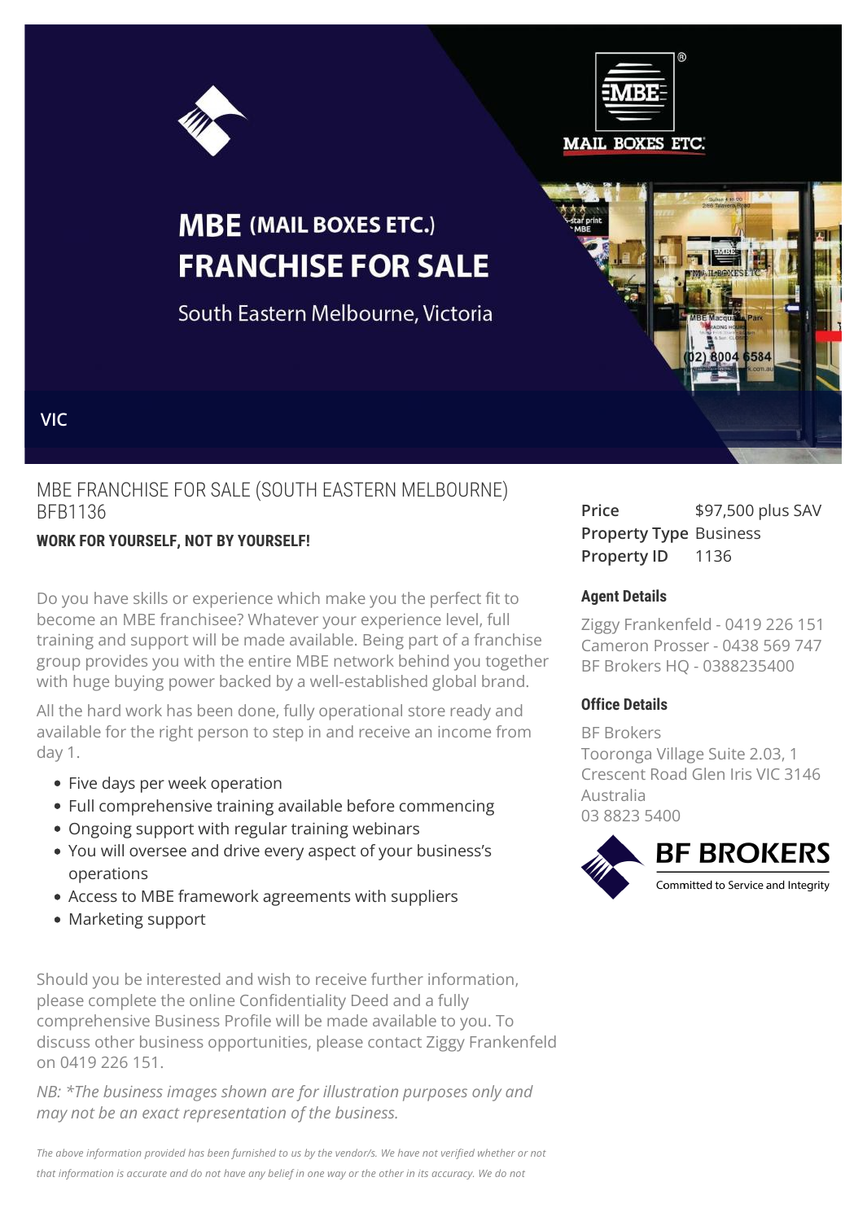# MBE (MAIL BOXES ETC.) FRANCHISE FOR SALE

South Eastern Melbourne, Victoria

VIC

## MBE FRANCHISE FOR SALE (SOUTH EASTERN MELBOURNE) BFB1136

### WORK FOR YOURSELF, NOT BY YOURSELF!

Do you have skills or experience which make you the perfect fit to become an MBE franchisee? Whatever your experience level, full training and support will be made available. Being part of a franchise group provides you with the entire MBE network behind you together with huge buying power backed by a well-established global brand.

All the hard work has been done, fully operational store ready and available for the right person to step in and receive an income from day 1.

- Five days per week operation
- Full comprehensive training available before commencing
- Ongoing support with regular training webinars
- You will oversee and drive every aspect of your business's operations
- Access to MBE framework agreements with suppliers
- Marketing support

Should you be interested and wish to receive further information, please complete the online Confidentiality Deed and a fully comprehensive Business Profile will be made available to you. To discuss other business opportunities, please contact Ziggy Frankenfeld on 0419 226 151.

*NB: \*The business images shown are for illustration purposes only and may not be an exact representation of the business.*

| | |
|---|---|
| **Price** | $97,500 plus SAV |
| **Property Type** | Business |
| **Property ID** | 1136 |

### Agent Details

Ziggy Frankenfeld - 0419 226 151
Cameron Prosser - 0438 569 747
BF Brokers HQ - 0388235400

### Office Details

BF Brokers
Tooronga Village Suite 2.03, 1 Crescent Road Glen Iris VIC 3146 Australia
03 8823 5400

BF BROKERS
Committed to Service and Integrity

*The above information provided has been furnished to us by the vendor/s. We have not verified whether or not that information is accurate and do not have any belief in one way or the other in its accuracy. We do not*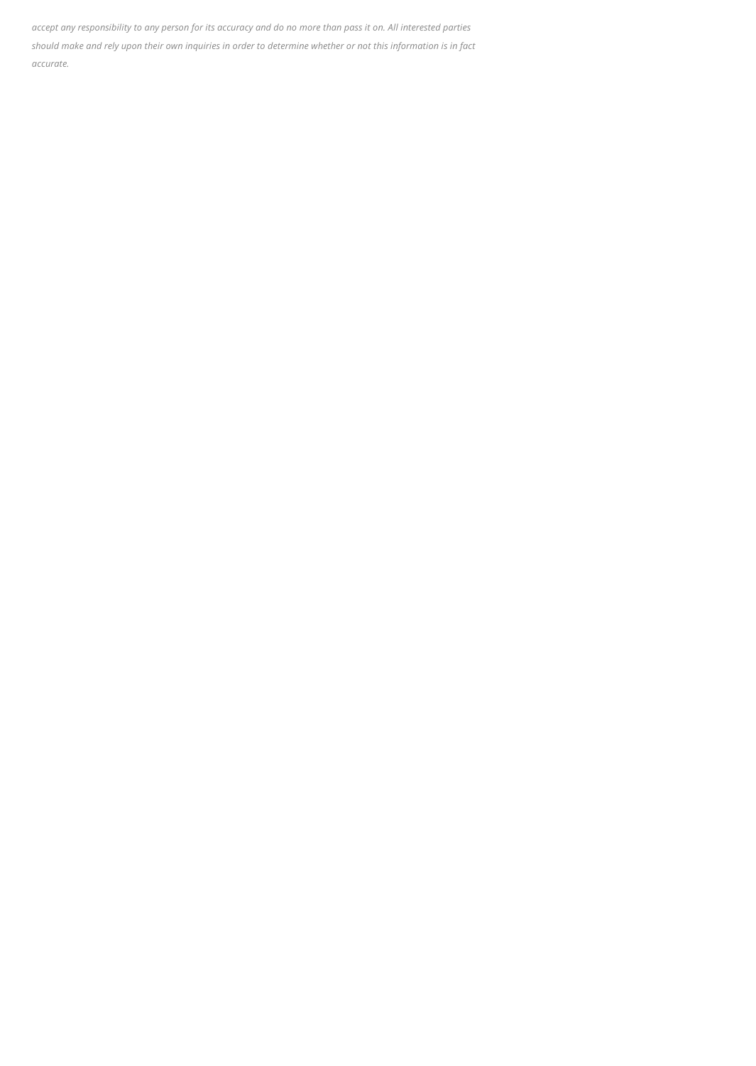*accept any responsibility to any person for its accuracy and do no more than pass it on. All interested parties should make and rely upon their own inquiries in order to determine whether or not this information is in fact accurate.*